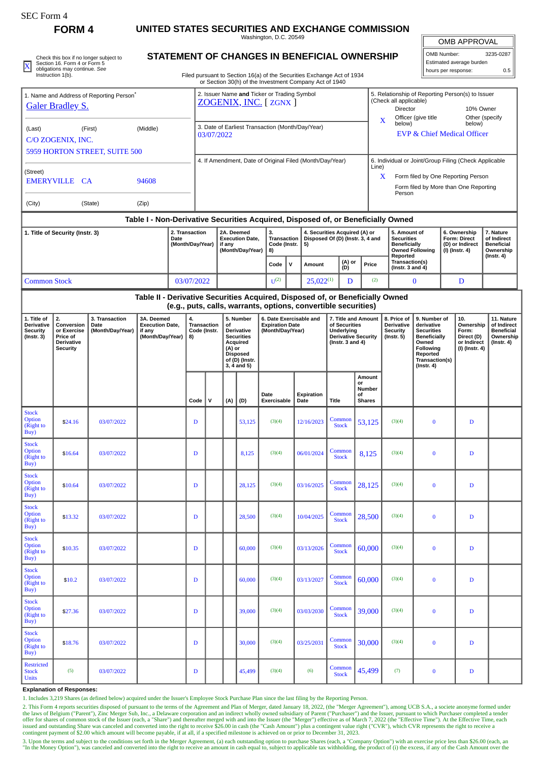SEC Form 4

# FORM 4

## UNITED STATES SECURITIES AND EXCHANGE COMMISSION

Washington, D.C. 20549

## STATEMENT OF CHANGES IN BENEFICIAL OWNERSHIP

Filed pursuant to Section 16(a) of the Securities Exchange Act of 1934 or Section 30(h) of the Investment Company Act of 1940

| OMB APPROVAL | |
|---|---|
| OMB Number: | 3235-0287 |
| Estimated average burden | |
| hours per response: | 0.5 |

X Check this box if no longer subject to Section 16. Form 4 or Form 5 obligations may continue. *See* Instruction 1(b).

1. Name and Address of Reporting Person*
Galer Bradley S.

(Last) (First) (Middle)
C/O ZOGENIX, INC.
5959 HORTON STREET, SUITE 500

(Street)
EMERYVILLE CA 94608

(City) (State) (Zip)

2. Issuer Name **and** Ticker or Trading Symbol
ZOGENIX, INC. [ ZGNX ]

3. Date of Earliest Transaction (Month/Day/Year)
03/07/2022

4. If Amendment, Date of Original Filed (Month/Day/Year)

5. Relationship of Reporting Person(s) to Issuer (Check all applicable)
Director / 10% Owner
X Officer (give title below) / Other (specify below)
EVP & Chief Medical Officer

6. Individual or Joint/Group Filing (Check Applicable Line)
X Form filed by One Reporting Person
Form filed by More than One Reporting Person

### Table I - Non-Derivative Securities Acquired, Disposed of, or Beneficially Owned

| 1. Title of Security (Instr. 3) | 2. Transaction Date (Month/Day/Year) | 2A. Deemed Execution Date, if any (Month/Day/Year) | 3. Transaction Code (Instr. 8) | | 4. Securities Acquired (A) or Disposed Of (D) (Instr. 3, 4 and 5) | | | 5. Amount of Securities Beneficially Owned Following Reported Transaction(s) (Instr. 3 and 4) | 6. Ownership Form: Direct (D) or Indirect (I) (Instr. 4) | 7. Nature of Indirect Beneficial Ownership (Instr. 4) |
|---|---|---|---|---|---|---|---|---|---|---|
| | | | Code | V | Amount | (A) or (D) | Price | | | |
| Common Stock | 03/07/2022 | | U(2) | | 25,022(1) | D | (2) | 0 | D | |

### Table II - Derivative Securities Acquired, Disposed of, or Beneficially Owned (e.g., puts, calls, warrants, options, convertible securities)

| 1. Title of Derivative Security (Instr. 3) | 2. Conversion or Exercise Price of Derivative Security | 3. Transaction Date (Month/Day/Year) | 3A. Deemed Execution Date, if any (Month/Day/Year) | 4. Transaction Code (Instr. 8) | | 5. Number of Derivative Securities Acquired (A) or Disposed of (D) (Instr. 3, 4 and 5) | | 6. Date Exercisable and Expiration Date (Month/Day/Year) | | 7. Title and Amount of Securities Underlying Derivative Security (Instr. 3 and 4) | | 8. Price of Derivative Security (Instr. 5) | 9. Number of derivative Securities Beneficially Owned Following Reported Transaction(s) (Instr. 4) | 10. Ownership Form: Direct (D) or Indirect (I) (Instr. 4) | 11. Nature of Indirect Beneficial Ownership (Instr. 4) |
|---|---|---|---|---|---|---|---|---|---|---|---|---|---|---|---|
| | | | | Code | V | (A) | (D) | Date Exercisable | Expiration Date | Title | Amount or Number of Shares | | | | |
| Stock Option (Right to Buy) | $24.16 | 03/07/2022 | | D | | | 53,125 | (3)(4) | 12/16/2023 | Common Stock | 53,125 | (3)(4) | 0 | D | |
| Stock Option (Right to Buy) | $16.64 | 03/07/2022 | | D | | | 8,125 | (3)(4) | 06/01/2024 | Common Stock | 8,125 | (3)(4) | 0 | D | |
| Stock Option (Right to Buy) | $10.64 | 03/07/2022 | | D | | | 28,125 | (3)(4) | 03/16/2025 | Common Stock | 28,125 | (3)(4) | 0 | D | |
| Stock Option (Right to Buy) | $13.32 | 03/07/2022 | | D | | | 28,500 | (3)(4) | 10/04/2025 | Common Stock | 28,500 | (3)(4) | 0 | D | |
| Stock Option (Right to Buy) | $10.35 | 03/07/2022 | | D | | | 60,000 | (3)(4) | 03/13/2026 | Common Stock | 60,000 | (3)(4) | 0 | D | |
| Stock Option (Right to Buy) | $10.2 | 03/07/2022 | | D | | | 60,000 | (3)(4) | 03/13/2027 | Common Stock | 60,000 | (3)(4) | 0 | D | |
| Stock Option (Right to Buy) | $27.36 | 03/07/2022 | | D | | | 39,000 | (3)(4) | 03/03/2030 | Common Stock | 39,000 | (3)(4) | 0 | D | |
| Stock Option (Right to Buy) | $18.76 | 03/07/2022 | | D | | | 30,000 | (3)(4) | 03/25/2031 | Common Stock | 30,000 | (3)(4) | 0 | D | |
| Restricted Stock Units | (5) | 03/07/2022 | | D | | | 45,499 | (3)(4) | (6) | Common Stock | 45,499 | (7) | 0 | D | |

**Explanation of Responses:**

1. Includes 3,219 Shares (as defined below) acquired under the Issuer's Employee Stock Purchase Plan since the last filing by the Reporting Person.

2. This Form 4 reports securities disposed of pursuant to the terms of the Agreement and Plan of Merger, dated January 18, 2022, (the "Merger Agreement"), among UCB S.A., a societe anonyme formed under the laws of Belgium ("Parent"), Zinc Merger Sub, Inc., a Delaware corporation and an indirect wholly owned subsidiary of Parent ("Purchaser") and the Issuer, pursuant to which Purchaser completed a tender offer for shares of common stock of the Issuer (each, a "Share") and thereafter merged with and into the Issuer (the "Merger") effective as of March 7, 2022 (the "Effective Time"). At the Effective Time, each issued and outstanding Share was canceled and converted into the right to receive $26.00 in cash (the "Cash Amount") plus a contingent value right ("CVR"), which CVR represents the right to receive a contingent payment of $2.00 which amount will become payable, if at all, if a specified milestone is achieved on or prior to December 31, 2023.

3. Upon the terms and subject to the conditions set forth in the Merger Agreement, (a) each outstanding option to purchase Shares (each, a "Company Option") with an exercise price less than $26.00 (each, an "In the Money Option"), was canceled and converted into the right to receive an amount in cash equal to, subject to applicable tax withholding, the product of (i) the excess, if any of the Cash Amount over the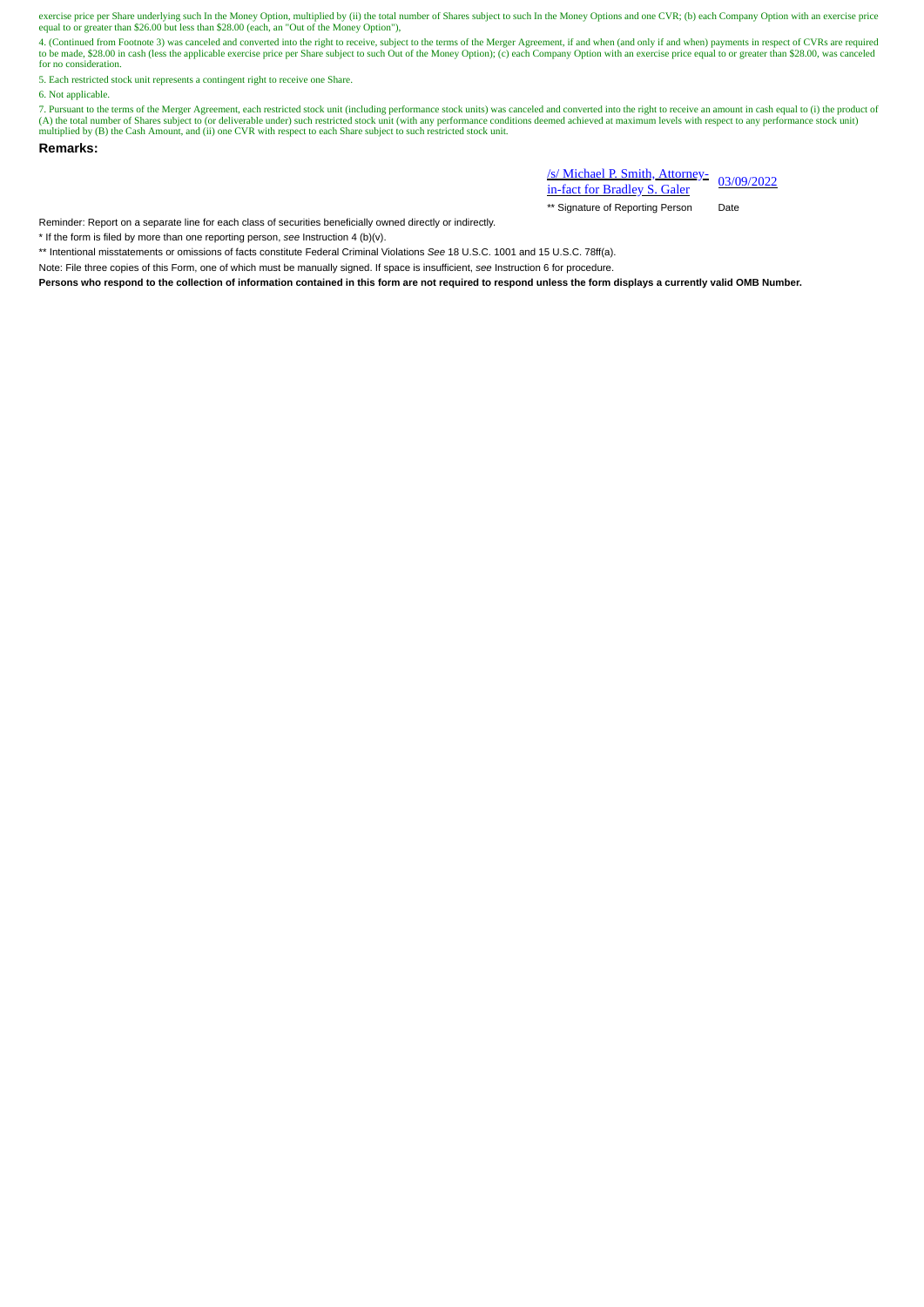exercise price per Share underlying such In the Money Option, multiplied by (ii) the total number of Shares subject to such In the Money Options and one CVR; (b) each Company Option with an exercise price equal to or greater than $26.00 but less than $28.00 (each, an "Out of the Money Option"),

4. (Continued from Footnote 3) was canceled and converted into the right to receive, subject to the terms of the Merger Agreement, if and when (and only if and when) payments in respect of CVRs are required to be made, $28.00 in cash (less the applicable exercise price per Share subject to such Out of the Money Option); (c) each Company Option with an exercise price equal to or greater than $28.00, was canceled for no consideration.

5. Each restricted stock unit represents a contingent right to receive one Share.

6. Not applicable.

7. Pursuant to the terms of the Merger Agreement, each restricted stock unit (including performance stock units) was canceled and converted into the right to receive an amount in cash equal to (i) the product of (A) the total number of Shares subject to (or deliverable under) such restricted stock unit (with any performance conditions deemed achieved at maximum levels with respect to any performance stock unit) multiplied by (B) the Cash Amount, and (ii) one CVR with respect to each Share subject to such restricted stock unit.

**Remarks:**

| | |
|---|---|
| /s/ Michael P. Smith, Attorney-in-fact for Bradley S. Galer | 03/09/2022 |
| ** Signature of Reporting Person | Date |

Reminder: Report on a separate line for each class of securities beneficially owned directly or indirectly.

* If the form is filed by more than one reporting person, *see* Instruction 4 (b)(v).

** Intentional misstatements or omissions of facts constitute Federal Criminal Violations *See* 18 U.S.C. 1001 and 15 U.S.C. 78ff(a).

Note: File three copies of this Form, one of which must be manually signed. If space is insufficient, *see* Instruction 6 for procedure.

**Persons who respond to the collection of information contained in this form are not required to respond unless the form displays a currently valid OMB Number.**